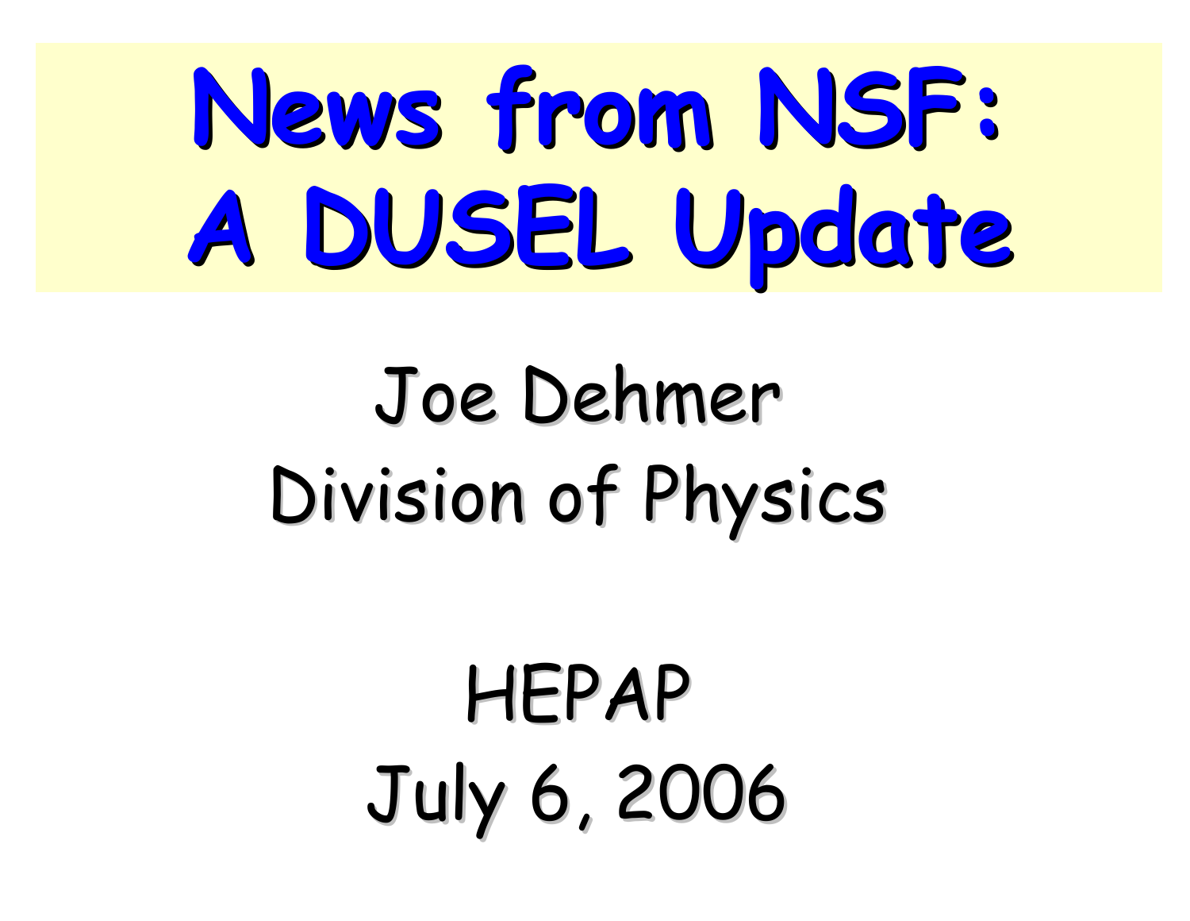# News from NSF: A DUSEL Update

Joe Dehmer

Division of Physics

HEPAP

July 6, 2006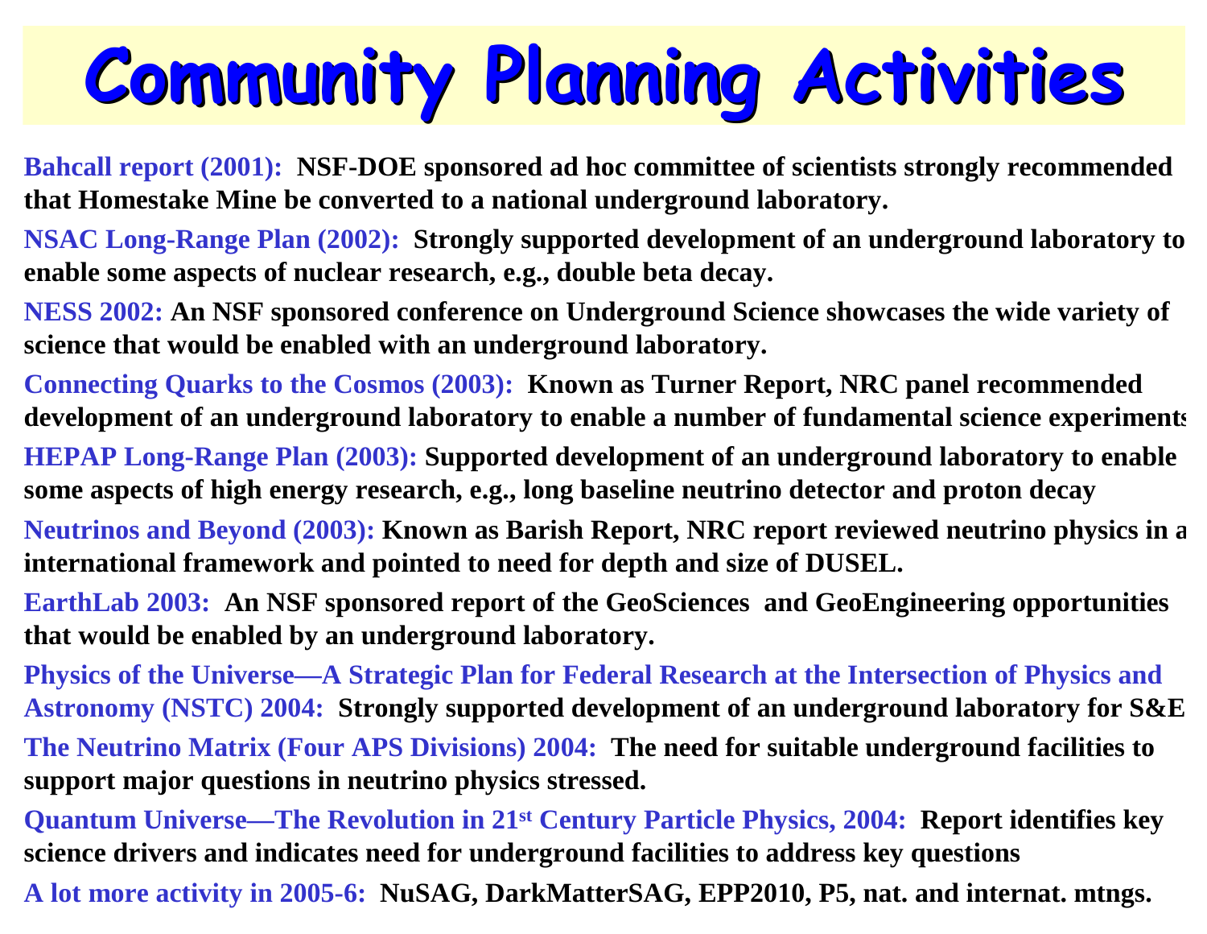# Community Planning Activities

**Bahcall report (2001):** NSF-DOE sponsored ad hoc committee of scientists strongly recommended that Homestake Mine be converted to a national underground laboratory.

**NSAC Long-Range Plan (2002):** Strongly supported development of an underground laboratory to enable some aspects of nuclear research, e.g., double beta decay.

**NESS 2002:** An NSF sponsored conference on Underground Science showcases the wide variety of science that would be enabled with an underground laboratory.

**Connecting Quarks to the Cosmos (2003):** Known as Turner Report, NRC panel recommended development of an underground laboratory to enable a number of fundamental science experiments

**HEPAP Long-Range Plan (2003):** Supported development of an underground laboratory to enable some aspects of high energy research, e.g., long baseline neutrino detector and proton decay

**Neutrinos and Beyond (2003):** Known as Barish Report, NRC report reviewed neutrino physics in a international framework and pointed to need for depth and size of DUSEL.

**EarthLab 2003:** An NSF sponsored report of the GeoSciences and GeoEngineering opportunities that would be enabled by an underground laboratory.

**Physics of the Universe—A Strategic Plan for Federal Research at the Intersection of Physics and Astronomy (NSTC) 2004:** Strongly supported development of an underground laboratory for S&E

**The Neutrino Matrix (Four APS Divisions) 2004:** The need for suitable underground facilities to support major questions in neutrino physics stressed.

**Quantum Universe—The Revolution in 21st Century Particle Physics, 2004:** Report identifies key science drivers and indicates need for underground facilities to address key questions

**A lot more activity in 2005-6:** NuSAG, DarkMatterSAG, EPP2010, P5, nat. and internat. mtngs.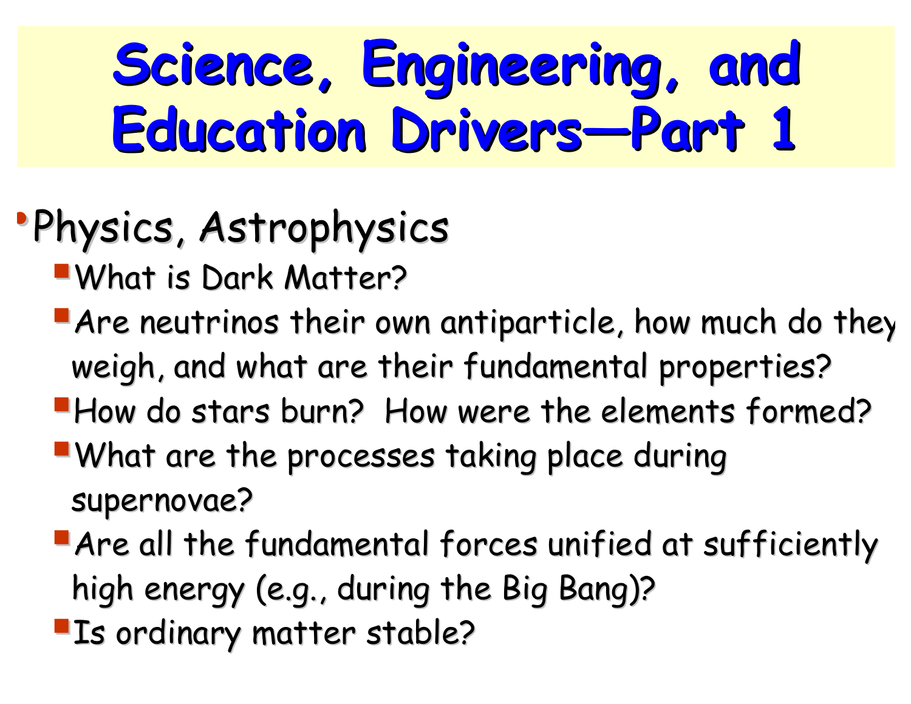# Science, Engineering, and Education Drivers—Part 1

- Physics, Astrophysics
  - What is Dark Matter?
  - Are neutrinos their own antiparticle, how much do they weigh, and what are their fundamental properties?
  - How do stars burn? How were the elements formed?
  - What are the processes taking place during supernovae?
  - Are all the fundamental forces unified at sufficiently high energy (e.g., during the Big Bang)?
  - Is ordinary matter stable?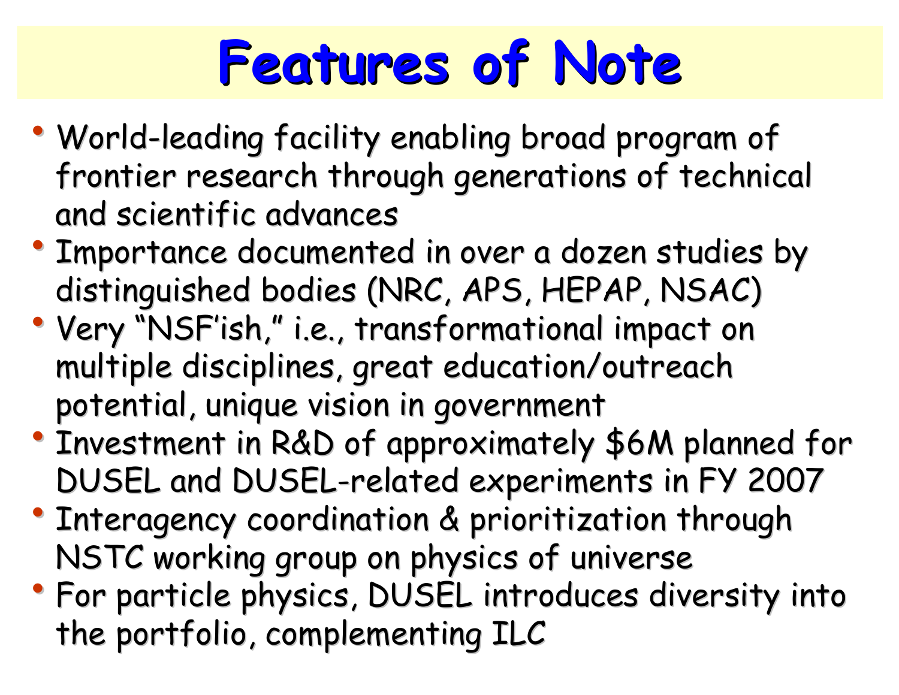# Features of Note

- World-leading facility enabling broad program of frontier research through generations of technical and scientific advances
- Importance documented in over a dozen studies by distinguished bodies (NRC, APS, HEPAP, NSAC)
- Very "NSF'ish," i.e., transformational impact on multiple disciplines, great education/outreach potential, unique vision in government
- Investment in R&D of approximately $6M planned for DUSEL and DUSEL-related experiments in FY 2007
- Interagency coordination & prioritization through NSTC working group on physics of universe
- For particle physics, DUSEL introduces diversity into the portfolio, complementing ILC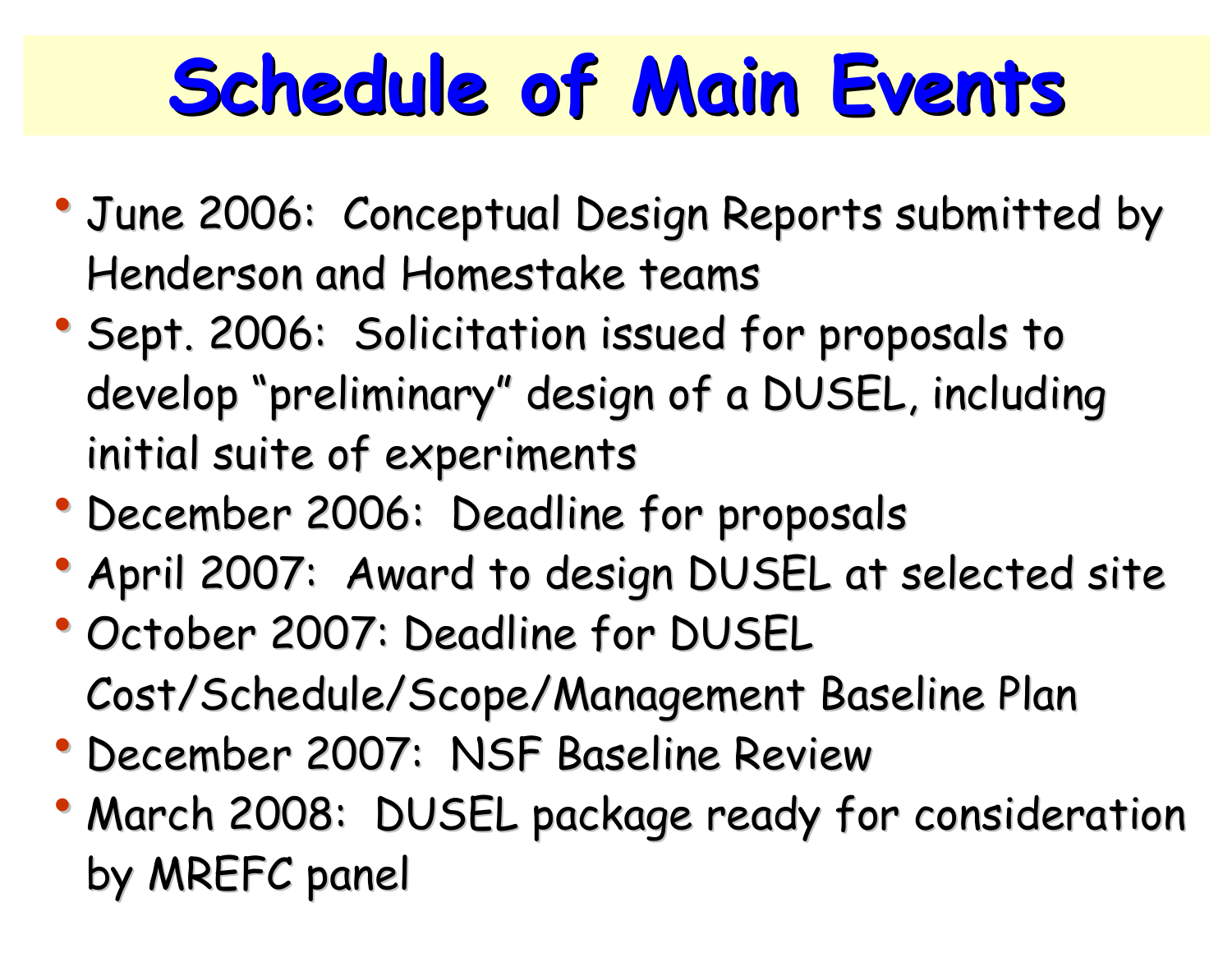# Schedule of Main Events

- June 2006: Conceptual Design Reports submitted by Henderson and Homestake teams
- Sept. 2006: Solicitation issued for proposals to develop "preliminary" design of a DUSEL, including initial suite of experiments
- December 2006: Deadline for proposals
- April 2007: Award to design DUSEL at selected site
- October 2007: Deadline for DUSEL Cost/Schedule/Scope/Management Baseline Plan
- December 2007: NSF Baseline Review
- March 2008: DUSEL package ready for consideration by MREFC panel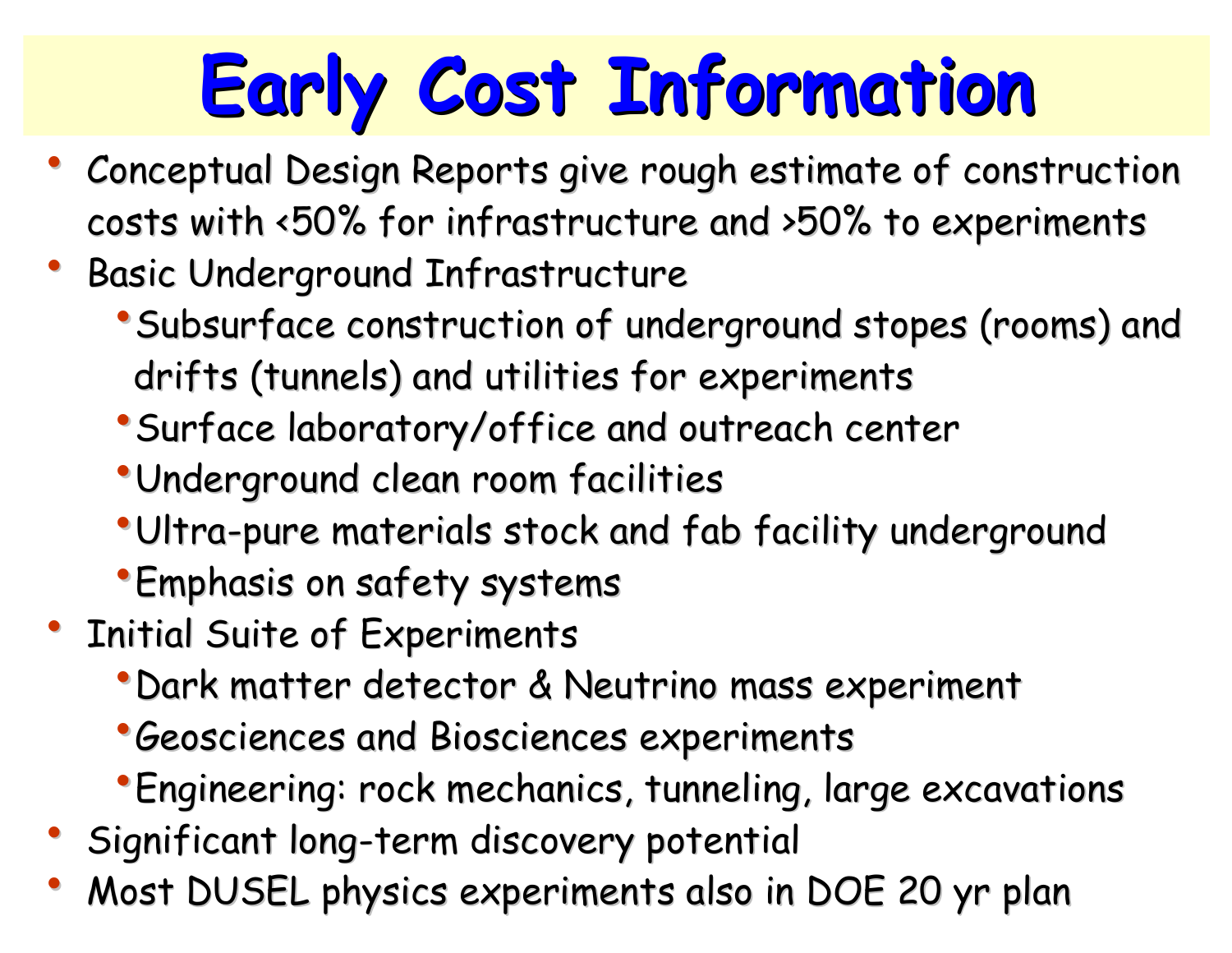# Early Cost Information

- Conceptual Design Reports give rough estimate of construction costs with <50% for infrastructure and >50% to experiments
- Basic Underground Infrastructure
  - Subsurface construction of underground stopes (rooms) and drifts (tunnels) and utilities for experiments
  - Surface laboratory/office and outreach center
  - Underground clean room facilities
  - Ultra-pure materials stock and fab facility underground
  - Emphasis on safety systems
- Initial Suite of Experiments
  - Dark matter detector & Neutrino mass experiment
  - Geosciences and Biosciences experiments
  - Engineering: rock mechanics, tunneling, large excavations
- Significant long-term discovery potential
- Most DUSEL physics experiments also in DOE 20 yr plan